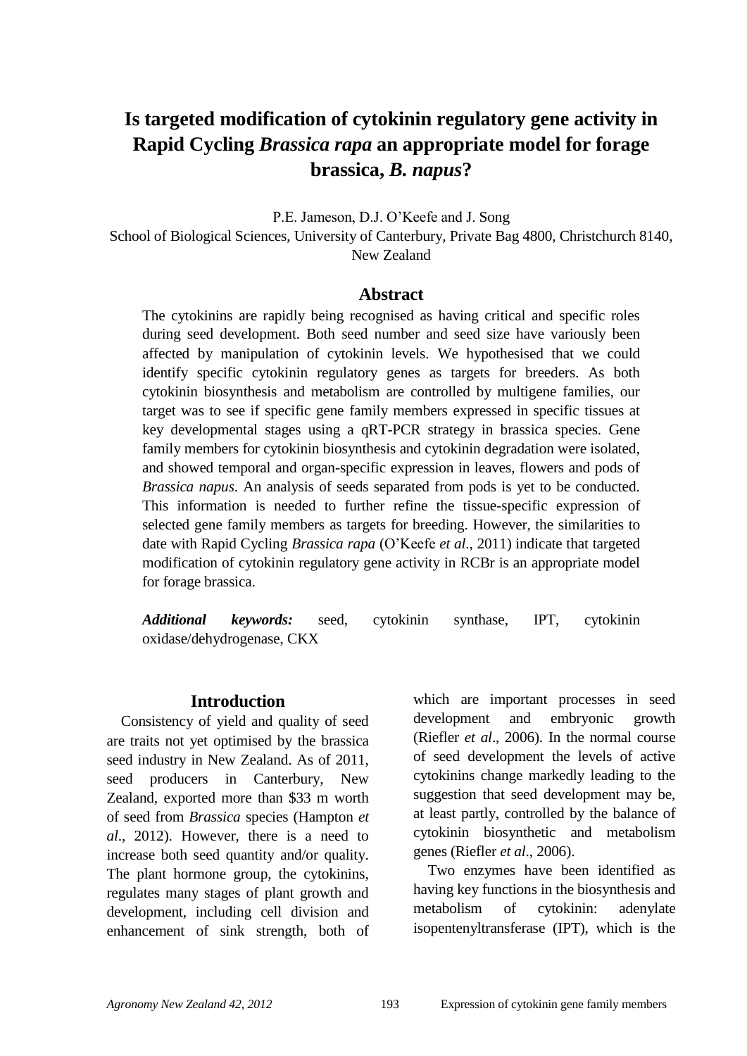# Is targeted modification of cytokinin regulatory gene activity in Rapid Cycling *Brassica rapa* an appropriate model for forage brassica, *B. napus*?

P.E. Jameson, D.J. O'Keefe and J. Song

School of Biological Sciences, University of Canterbury, Private Bag 4800, Christchurch 8140, New Zealand

## Abstract

The cytokinins are rapidly being recognised as having critical and specific roles during seed development. Both seed number and seed size have variously been affected by manipulation of cytokinin levels. We hypothesised that we could identify specific cytokinin regulatory genes as targets for breeders. As both cytokinin biosynthesis and metabolism are controlled by multigene families, our target was to see if specific gene family members expressed in specific tissues at key developmental stages using a qRT-PCR strategy in brassica species. Gene family members for cytokinin biosynthesis and cytokinin degradation were isolated, and showed temporal and organ-specific expression in leaves, flowers and pods of *Brassica napus*. An analysis of seeds separated from pods is yet to be conducted. This information is needed to further refine the tissue-specific expression of selected gene family members as targets for breeding. However, the similarities to date with Rapid Cycling *Brassica rapa* (O'Keefe *et al*., 2011) indicate that targeted modification of cytokinin regulatory gene activity in RCBr is an appropriate model for forage brassica.

***Additional keywords:*** seed, cytokinin synthase, IPT, cytokinin oxidase/dehydrogenase, CKX

## Introduction

Consistency of yield and quality of seed are traits not yet optimised by the brassica seed industry in New Zealand. As of 2011, seed producers in Canterbury, New Zealand, exported more than $33 m worth of seed from *Brassica* species (Hampton *et al*., 2012). However, there is a need to increase both seed quantity and/or quality. The plant hormone group, the cytokinins, regulates many stages of plant growth and development, including cell division and enhancement of sink strength, both of which are important processes in seed development and embryonic growth (Riefler *et al*., 2006). In the normal course of seed development the levels of active cytokinins change markedly leading to the suggestion that seed development may be, at least partly, controlled by the balance of cytokinin biosynthetic and metabolism genes (Riefler *et al*., 2006).

Two enzymes have been identified as having key functions in the biosynthesis and metabolism of cytokinin: adenylate isopentenyltransferase (IPT), which is the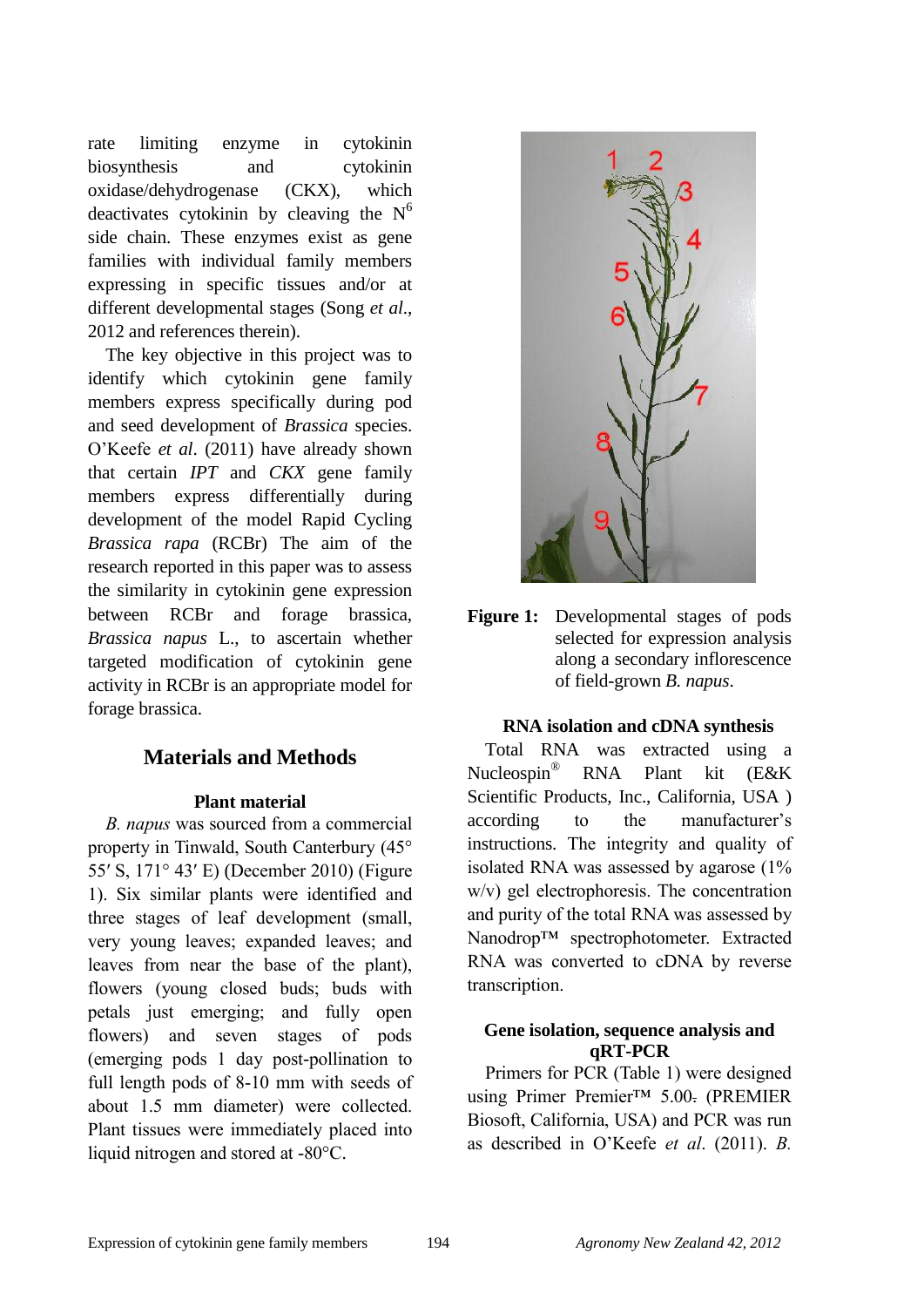rate limiting enzyme in cytokinin biosynthesis and cytokinin oxidase/dehydrogenase (CKX), which deactivates cytokinin by cleaving the $N^6$ side chain. These enzymes exist as gene families with individual family members expressing in specific tissues and/or at different developmental stages (Song *et al*., 2012 and references therein).

The key objective in this project was to identify which cytokinin gene family members express specifically during pod and seed development of *Brassica* species. O'Keefe *et al*. (2011) have already shown that certain *IPT* and *CKX* gene family members express differentially during development of the model Rapid Cycling *Brassica rapa* (RCBr) The aim of the research reported in this paper was to assess the similarity in cytokinin gene expression between RCBr and forage brassica, *Brassica napus* L., to ascertain whether targeted modification of cytokinin gene activity in RCBr is an appropriate model for forage brassica.

## Materials and Methods

### Plant material

*B. napus* was sourced from a commercial property in Tinwald, South Canterbury (45° 55′ S, 171° 43′ E) (December 2010) (Figure 1). Six similar plants were identified and three stages of leaf development (small, very young leaves; expanded leaves; and leaves from near the base of the plant), flowers (young closed buds; buds with petals just emerging; and fully open flowers) and seven stages of pods (emerging pods 1 day post-pollination to full length pods of 8-10 mm with seeds of about 1.5 mm diameter) were collected. Plant tissues were immediately placed into liquid nitrogen and stored at -80°C.

**Figure 1:** Developmental stages of pods selected for expression analysis along a secondary inflorescence of field-grown *B. napus*.

### RNA isolation and cDNA synthesis

Total RNA was extracted using a Nucleospin® RNA Plant kit (E&K Scientific Products, Inc., California, USA ) according to the manufacturer's instructions. The integrity and quality of isolated RNA was assessed by agarose (1% w/v) gel electrophoresis. The concentration and purity of the total RNA was assessed by Nanodrop™ spectrophotometer. Extracted RNA was converted to cDNA by reverse transcription.

### Gene isolation, sequence analysis and qRT-PCR

Primers for PCR (Table 1) were designed using Primer Premier™ 5.00. (PREMIER Biosoft, California, USA) and PCR was run as described in O'Keefe *et al*. (2011). *B.*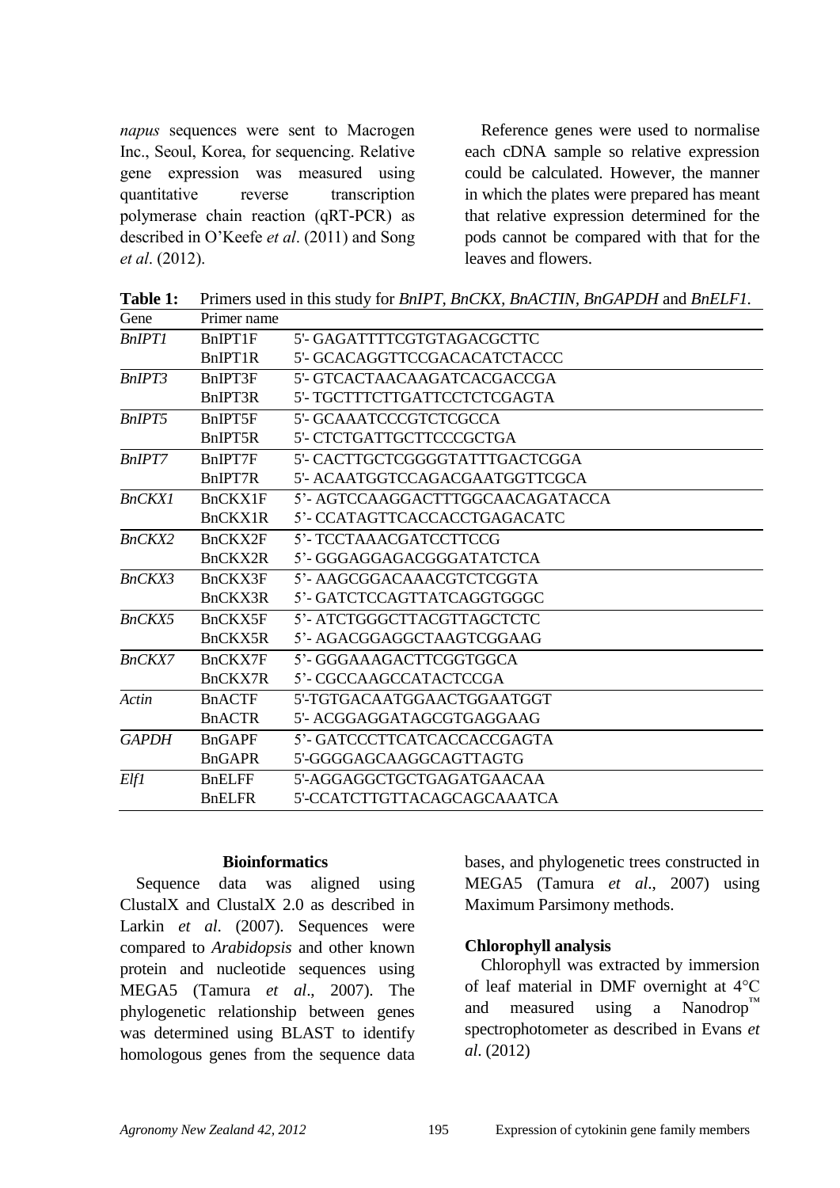*napus* sequences were sent to Macrogen Inc., Seoul, Korea, for sequencing. Relative gene expression was measured using quantitative reverse transcription polymerase chain reaction (qRT-PCR) as described in O'Keefe *et al*. (2011) and Song *et al*. (2012).

Reference genes were used to normalise each cDNA sample so relative expression could be calculated. However, the manner in which the plates were prepared has meant that relative expression determined for the pods cannot be compared with that for the leaves and flowers.

**Table 1:** Primers used in this study for *BnIPT*, *BnCKX*, *BnACTIN*, *BnGAPDH* and *BnELF1*.

| Gene | Primer name | |
|---|---|---|
| *BnIPT1* | BnIPT1F | 5'- GAGATTTTCGTGTAGACGCTTC |
| | BnIPT1R | 5'- GCACAGGTTCCGACACATCTACCC |
| *BnIPT3* | BnIPT3F | 5'- GTCACTAACAAGATCACGACCGA |
| | BnIPT3R | 5'- TGCTTTCTTGATTCCTCTCGAGTA |
| *BnIPT5* | BnIPT5F | 5'- GCAAATCCCGTCTCGCCA |
| | BnIPT5R | 5'- CTCTGATTGCTTCCCGCTGA |
| *BnIPT7* | BnIPT7F | 5'- CACTTGCTCGGGGTATTTGACTCGGA |
| | BnIPT7R | 5'- ACAATGGTCCAGACGAATGGTTCGCA |
| *BnCKX1* | BnCKX1F | 5'- AGTCCAAGGACTTTGGCAACAGATACCA |
| | BnCKX1R | 5'- CCATAGTTCACCACCTGAGACATC |
| *BnCKX2* | BnCKX2F | 5'- TCCTAAACGATCCTTCCG |
| | BnCKX2R | 5'- GGGAGGAGACGGGATATCTCA |
| *BnCKX3* | BnCKX3F | 5'- AAGCGGACAAACGTCTCGGTA |
| | BnCKX3R | 5'- GATCTCCAGTTATCAGGTGGGC |
| *BnCKX5* | BnCKX5F | 5'- ATCTGGGCTTACGTTAGCTCTC |
| | BnCKX5R | 5'- AGACGGAGGCTAAGTCGGAAG |
| *BnCKX7* | BnCKX7F | 5'- GGGAAAGACTTCGGTGGCA |
| | BnCKX7R | 5'- CGCCAAGCCATACTCCGA |
| *Actin* | BnACTF | 5'-TGTGACAATGGAACTGGAATGGT |
| | BnACTR | 5'- ACGGAGGATAGCGTGAGGAAG |
| *GAPDH* | BnGAPF | 5'- GATCCCTTCATCACCACCGAGTA |
| | BnGAPR | 5'-GGGGAGCAAGGCAGTTAGTG |
| *Elf1* | BnELFF | 5'-AGGAGGCTGCTGAGATGAACAA |
| | BnELFR | 5'-CCATCTTGTTACAGCAGCAAATCA |

### Bioinformatics

Sequence data was aligned using ClustalX and ClustalX 2.0 as described in Larkin *et al*. (2007). Sequences were compared to *Arabidopsis* and other known protein and nucleotide sequences using MEGA5 (Tamura *et al*., 2007). The phylogenetic relationship between genes was determined using BLAST to identify homologous genes from the sequence data bases, and phylogenetic trees constructed in MEGA5 (Tamura *et al*., 2007) using Maximum Parsimony methods.

### Chlorophyll analysis

Chlorophyll was extracted by immersion of leaf material in DMF overnight at 4°C and measured using a Nanodrop™ spectrophotometer as described in Evans *et al*. (2012)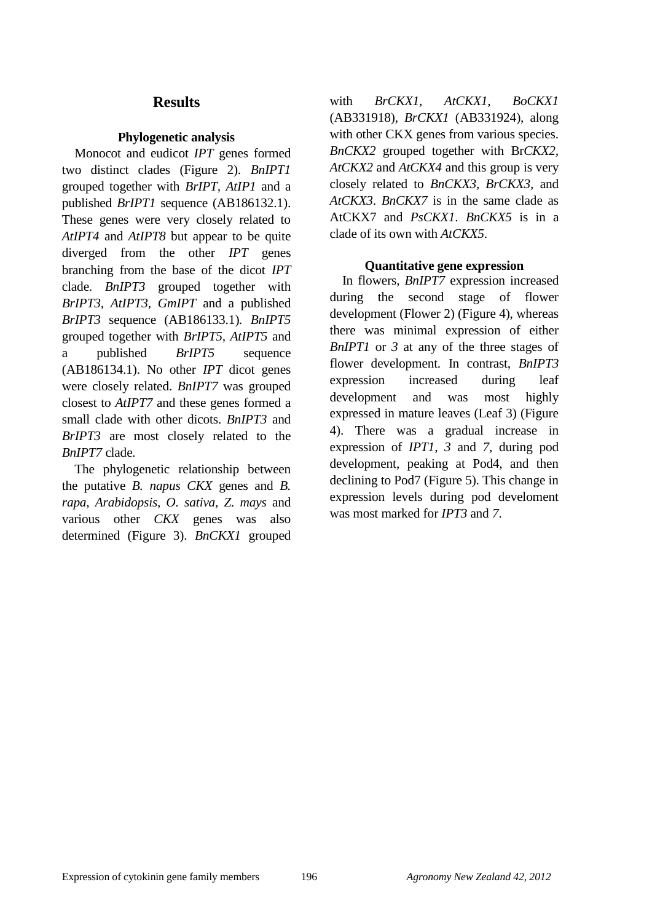## Results

### Phylogenetic analysis

Monocot and eudicot *IPT* genes formed two distinct clades (Figure 2). *BnIPT1* grouped together with *BrIPT*, *AtIP1* and a published *BrIPT1* sequence (AB186132.1). These genes were very closely related to *AtIPT4* and *AtIPT8* but appear to be quite diverged from the other *IPT* genes branching from the base of the dicot *IPT* clade. *BnIPT3* grouped together with *BrIPT3*, *AtIPT3*, *GmIPT* and a published *BrIPT3* sequence (AB186133.1). *BnIPT5* grouped together with *BrIPT5*, *AtIPT5* and a published *BrIPT5* sequence (AB186134.1). No other *IPT* dicot genes were closely related. *BnIPT7* was grouped closest to *AtIPT7* and these genes formed a small clade with other dicots. *BnIPT3* and *BrIPT3* are most closely related to the *BnIPT7* clade.

The phylogenetic relationship between the putative *B. napus CKX* genes and *B. rapa*, *Arabidopsis*, *O. sativa*, *Z. mays* and various other *CKX* genes was also determined (Figure 3). *BnCKX1* grouped with *BrCKX1*, *AtCKX1*, *BoCKX1* (AB331918), *BrCKX1* (AB331924), along with other CKX genes from various species. *BnCKX2* grouped together with Br*CKX2*, *AtCKX2* and *AtCKX4* and this group is very closely related to *BnCKX3*, *BrCKX3*, and *AtCKX3*. *BnCKX7* is in the same clade as AtCKX7 and *PsCKX1*. *BnCKX5* is in a clade of its own with *AtCKX5*.

### Quantitative gene expression

In flowers, *BnIPT7* expression increased during the second stage of flower development (Flower 2) (Figure 4), whereas there was minimal expression of either *BnIPT1* or *3* at any of the three stages of flower development. In contrast, *BnIPT3* expression increased during leaf development and was most highly expressed in mature leaves (Leaf 3) (Figure 4). There was a gradual increase in expression of *IPT1, 3* and *7*, during pod development, peaking at Pod4, and then declining to Pod7 (Figure 5). This change in expression levels during pod develoment was most marked for *IPT3* and *7*.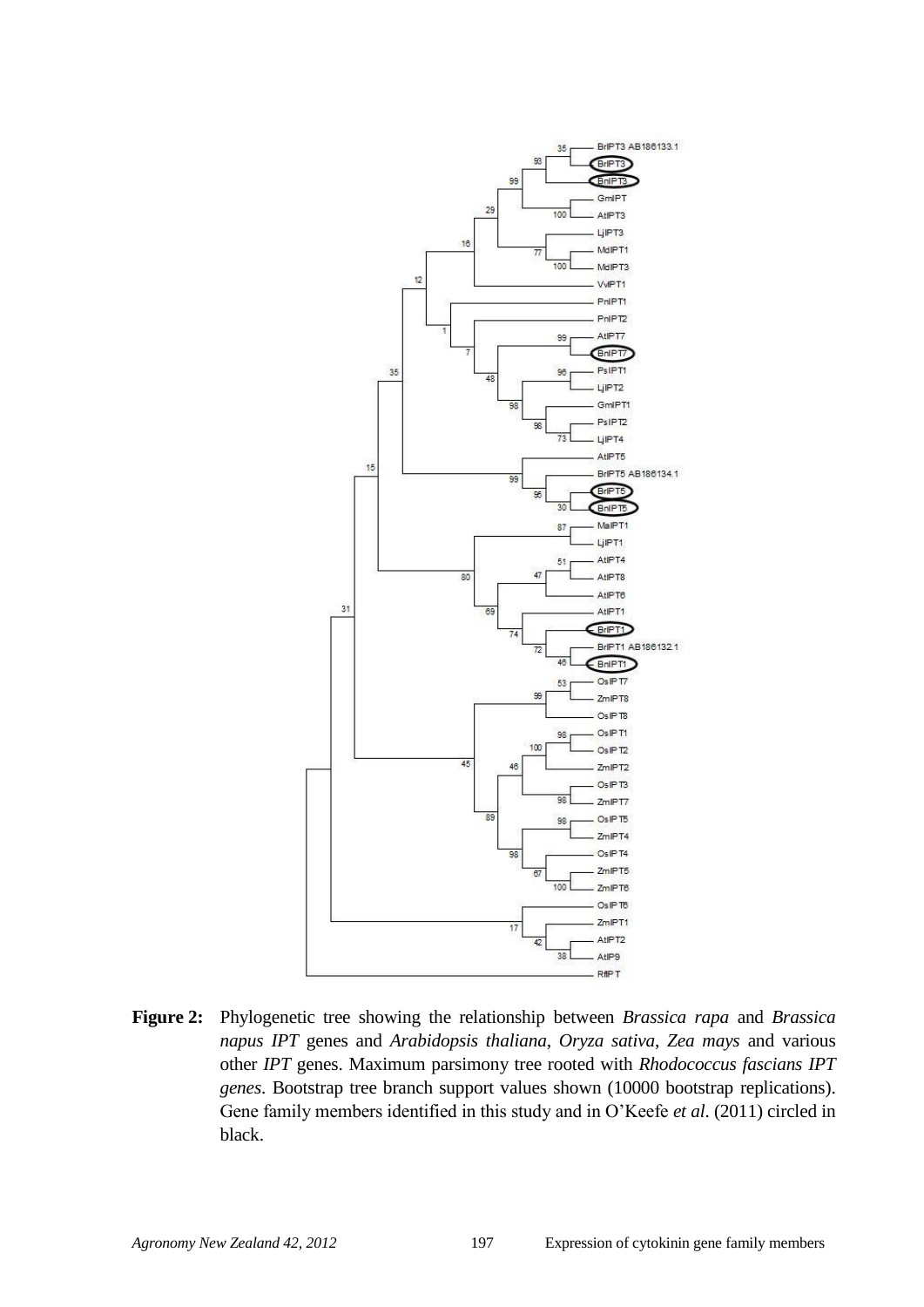**Figure 2:** Phylogenetic tree showing the relationship between *Brassica rapa* and *Brassica napus IPT* genes and *Arabidopsis thaliana, Oryza sativa, Zea mays* and various other *IPT* genes. Maximum parsimony tree rooted with *Rhodococcus fascians IPT genes*. Bootstrap tree branch support values shown (10000 bootstrap replications). Gene family members identified in this study and in O'Keefe *et al*. (2011) circled in black.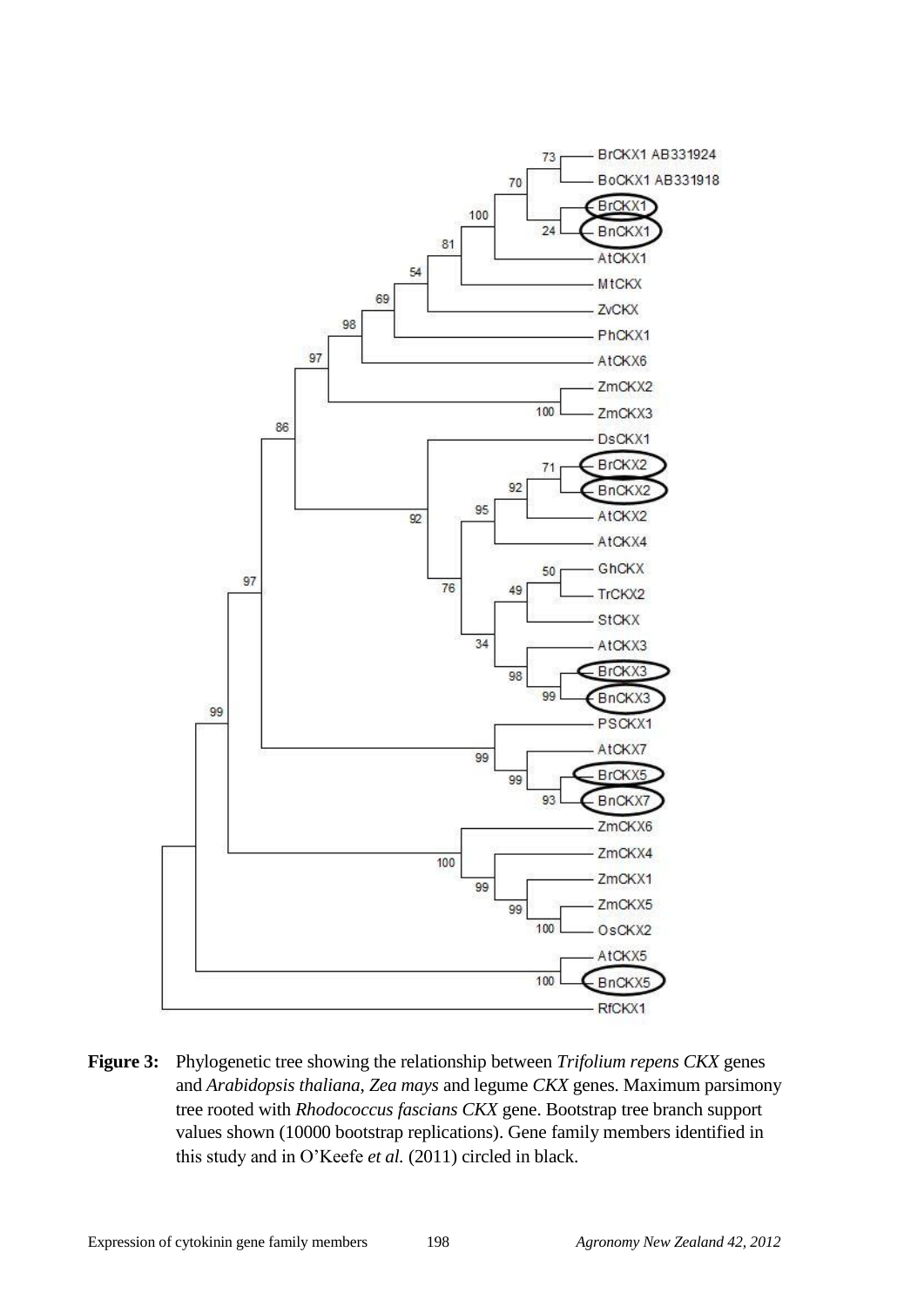**Figure 3:** Phylogenetic tree showing the relationship between *Trifolium repens CKX* genes and *Arabidopsis thaliana*, *Zea mays* and legume *CKX* genes. Maximum parsimony tree rooted with *Rhodococcus fascians CKX* gene. Bootstrap tree branch support values shown (10000 bootstrap replications). Gene family members identified in this study and in O'Keefe *et al.* (2011) circled in black.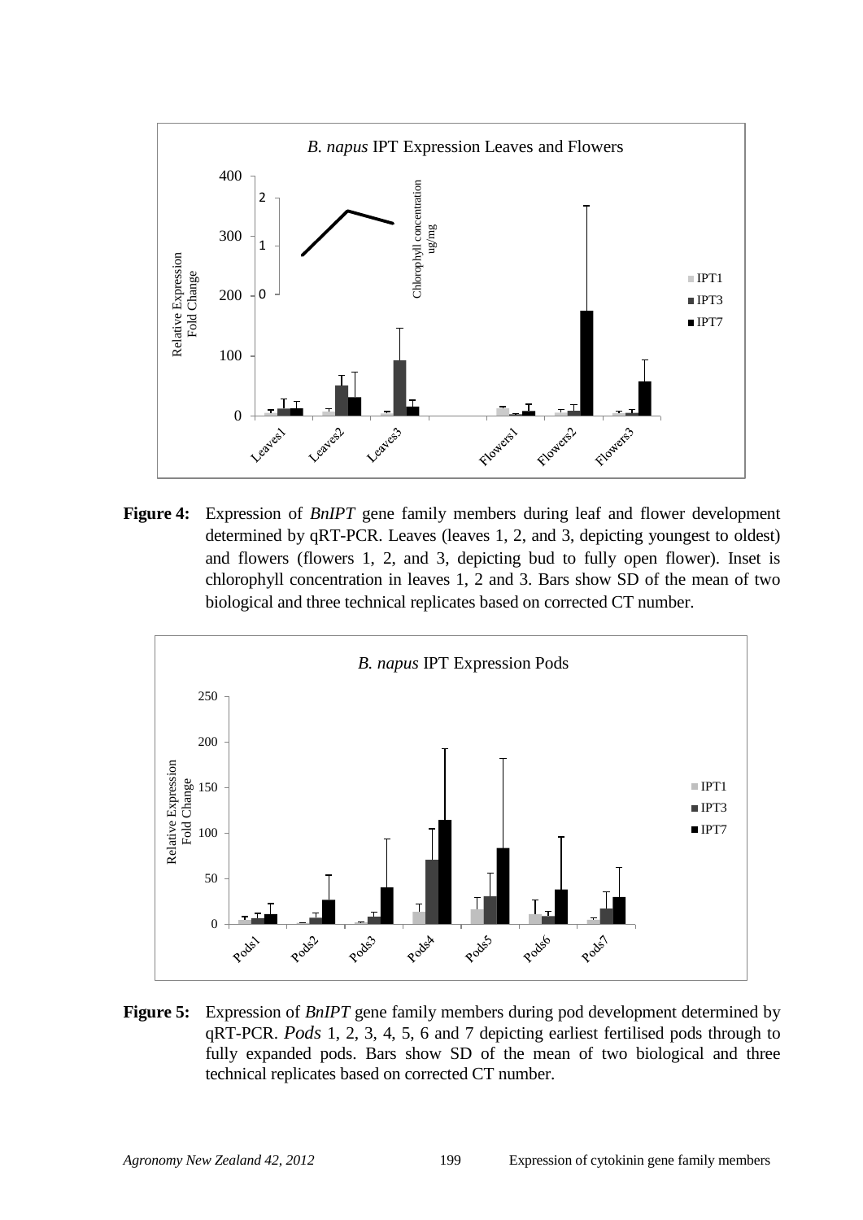**Figure 4:** Expression of *BnIPT* gene family members during leaf and flower development determined by qRT-PCR. Leaves (leaves 1, 2, and 3, depicting youngest to oldest) and flowers (flowers 1, 2, and 3, depicting bud to fully open flower). Inset is chlorophyll concentration in leaves 1, 2 and 3. Bars show SD of the mean of two biological and three technical replicates based on corrected CT number.

**Figure 5:** Expression of *BnIPT* gene family members during pod development determined by qRT-PCR. *Pods* 1, 2, 3, 4, 5, 6 and 7 depicting earliest fertilised pods through to fully expanded pods. Bars show SD of the mean of two biological and three technical replicates based on corrected CT number.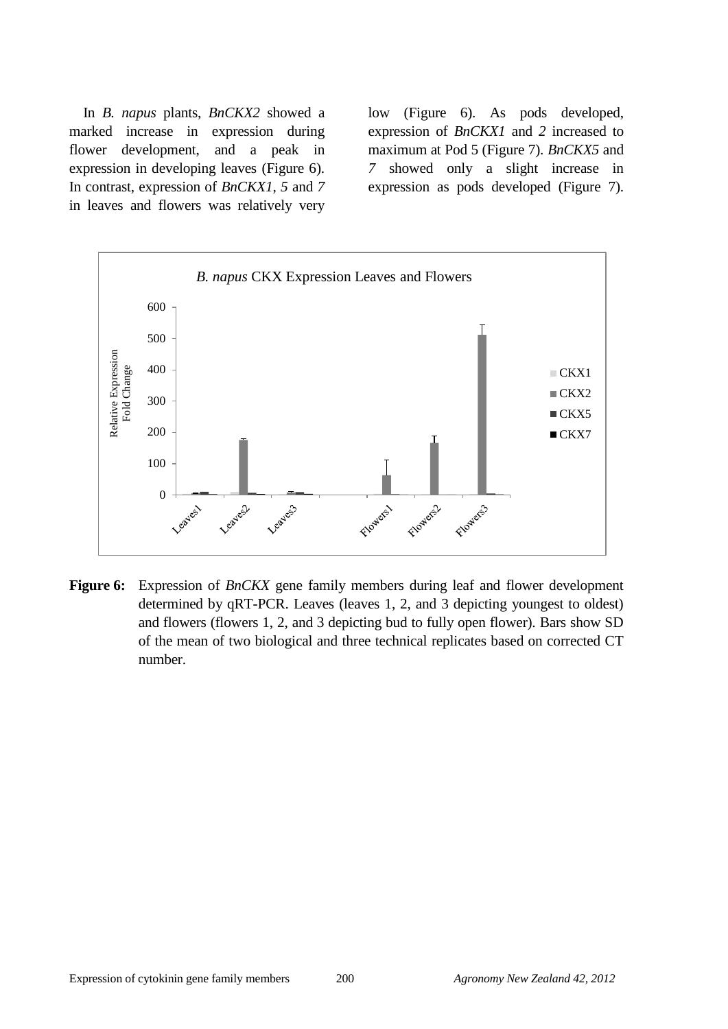In *B. napus* plants, *BnCKX2* showed a marked increase in expression during flower development, and a peak in expression in developing leaves (Figure 6). In contrast, expression of *BnCKX1*, *5* and *7* in leaves and flowers was relatively very low (Figure 6). As pods developed, expression of *BnCKX1* and *2* increased to maximum at Pod 5 (Figure 7). *BnCKX5* and *7* showed only a slight increase in expression as pods developed (Figure 7).

**Figure 6:** Expression of *BnCKX* gene family members during leaf and flower development determined by qRT-PCR. Leaves (leaves 1, 2, and 3 depicting youngest to oldest) and flowers (flowers 1, 2, and 3 depicting bud to fully open flower). Bars show SD of the mean of two biological and three technical replicates based on corrected CT number.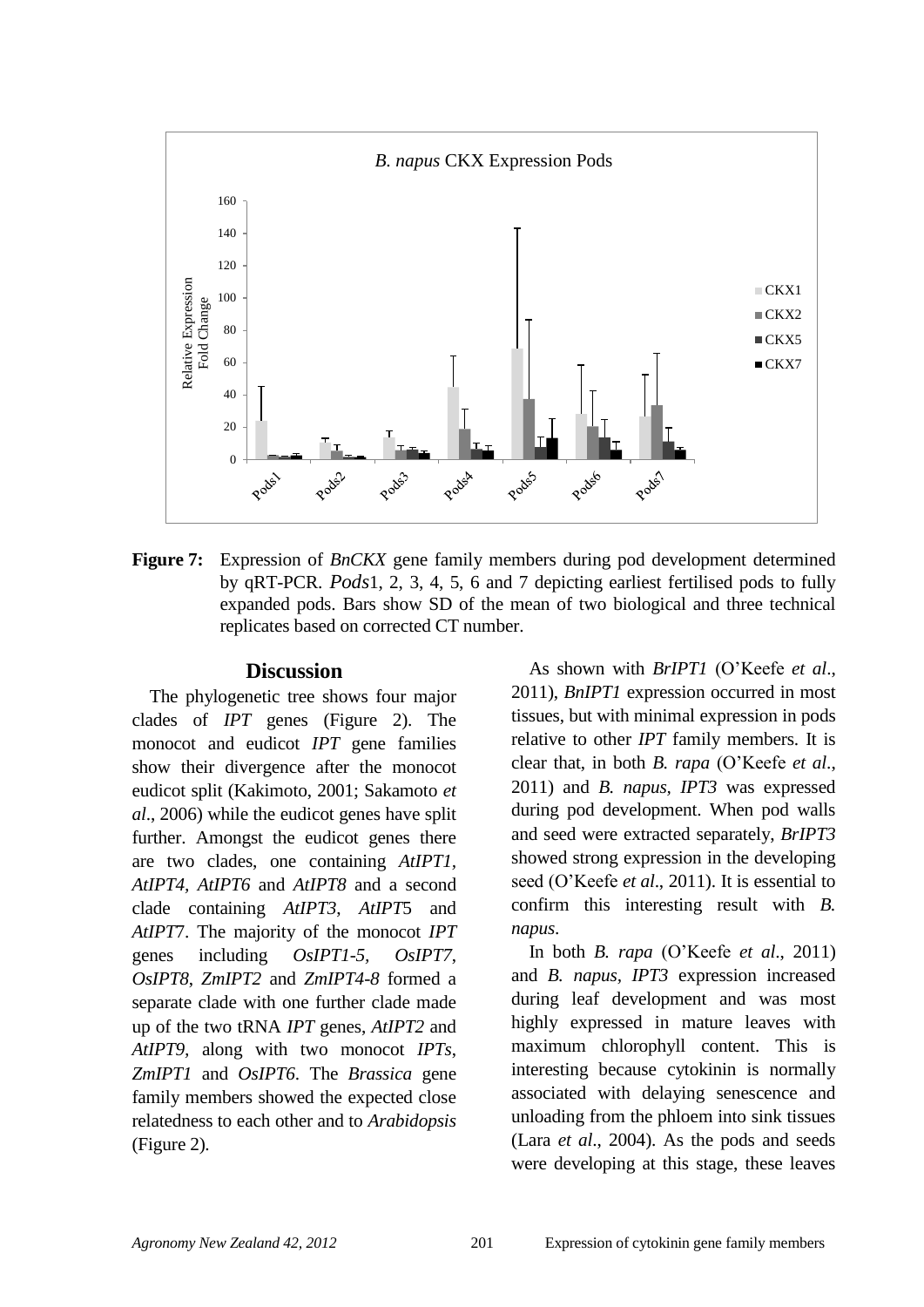**Figure 7:** Expression of *BnCKX* gene family members during pod development determined by qRT-PCR. *Pods*1, 2, 3, 4, 5, 6 and 7 depicting earliest fertilised pods to fully expanded pods. Bars show SD of the mean of two biological and three technical replicates based on corrected CT number.

## Discussion

The phylogenetic tree shows four major clades of *IPT* genes (Figure 2). The monocot and eudicot *IPT* gene families show their divergence after the monocot eudicot split (Kakimoto, 2001; Sakamoto *et al*., 2006) while the eudicot genes have split further. Amongst the eudicot genes there are two clades, one containing *AtIPT1*, *AtIPT4*, *AtIPT6* and *AtIPT8* and a second clade containing *AtIPT3*, *AtIPT*5 and *AtIPT*7. The majority of the monocot *IPT* genes including *OsIPT1-5*, *OsIPT7*, *OsIPT8*, *ZmIPT2* and *ZmIPT4-8* formed a separate clade with one further clade made up of the two tRNA *IPT* genes, *AtIPT2* and *AtIPT9*, along with two monocot *IPTs*, *ZmIPT1* and *OsIPT6*. The *Brassica* gene family members showed the expected close relatedness to each other and to *Arabidopsis* (Figure 2).

As shown with *BrIPT1* (O'Keefe *et al*., 2011), *BnIPT1* expression occurred in most tissues, but with minimal expression in pods relative to other *IPT* family members. It is clear that, in both *B. rapa* (O'Keefe *et al*., 2011) and *B. napus*, *IPT3* was expressed during pod development. When pod walls and seed were extracted separately, *BrIPT3* showed strong expression in the developing seed (O'Keefe *et al*., 2011). It is essential to confirm this interesting result with *B. napus*.

In both *B. rapa* (O'Keefe *et al*., 2011) and *B. napus*, *IPT3* expression increased during leaf development and was most highly expressed in mature leaves with maximum chlorophyll content. This is interesting because cytokinin is normally associated with delaying senescence and unloading from the phloem into sink tissues (Lara *et al*., 2004). As the pods and seeds were developing at this stage, these leaves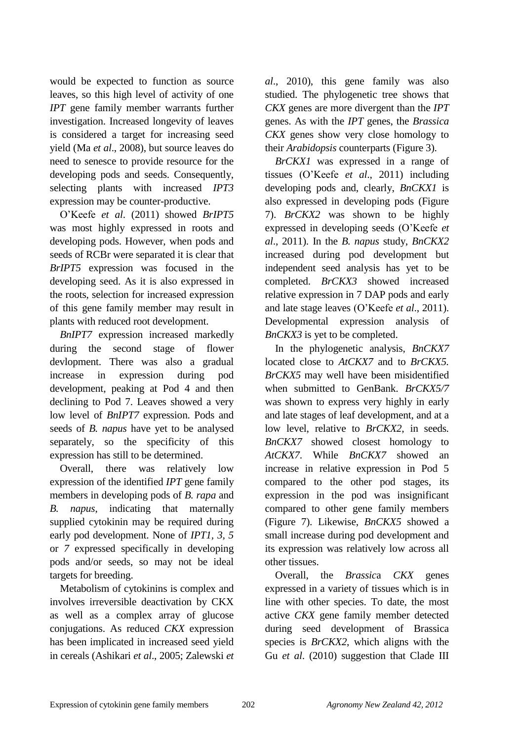would be expected to function as source leaves, so this high level of activity of one *IPT* gene family member warrants further investigation. Increased longevity of leaves is considered a target for increasing seed yield (Ma *et al*., 2008), but source leaves do need to senesce to provide resource for the developing pods and seeds. Consequently, selecting plants with increased *IPT3* expression may be counter-productive.

O'Keefe *et al*. (2011) showed *BrIPT5* was most highly expressed in roots and developing pods. However, when pods and seeds of RCBr were separated it is clear that *BrIPT5* expression was focused in the developing seed. As it is also expressed in the roots, selection for increased expression of this gene family member may result in plants with reduced root development.

*BnIPT7* expression increased markedly during the second stage of flower devlopment. There was also a gradual increase in expression during pod development, peaking at Pod 4 and then declining to Pod 7. Leaves showed a very low level of *BnIPT7* expression. Pods and seeds of *B. napus* have yet to be analysed separately, so the specificity of this expression has still to be determined.

Overall, there was relatively low expression of the identified *IPT* gene family members in developing pods of *B. rapa* and *B. napus*, indicating that maternally supplied cytokinin may be required during early pod development. None of *IPT1, 3, 5* or *7* expressed specifically in developing pods and/or seeds, so may not be ideal targets for breeding.

Metabolism of cytokinins is complex and involves irreversible deactivation by CKX as well as a complex array of glucose conjugations. As reduced *CKX* expression has been implicated in increased seed yield in cereals (Ashikari *et al*., 2005; Zalewski *et al*., 2010), this gene family was also studied. The phylogenetic tree shows that *CKX* genes are more divergent than the *IPT* genes. As with the *IPT* genes, the *Brassica CKX* genes show very close homology to their *Arabidopsis* counterparts (Figure 3).

*BrCKX1* was expressed in a range of tissues (O'Keefe *et al*., 2011) including developing pods and, clearly, *BnCKX1* is also expressed in developing pods (Figure 7). *BrCKX2* was shown to be highly expressed in developing seeds (O'Keefe *et al*., 2011). In the *B. napus* study, *BnCKX2* increased during pod development but independent seed analysis has yet to be completed. *BrCKX3* showed increased relative expression in 7 DAP pods and early and late stage leaves (O'Keefe *et al*., 2011). Developmental expression analysis of *BnCKX3* is yet to be completed.

In the phylogenetic analysis, *BnCKX7* located close to *AtCKX7* and to *BrCKX5*. *BrCKX5* may well have been misidentified when submitted to GenBank. *BrCKX5/7* was shown to express very highly in early and late stages of leaf development, and at a low level, relative to *BrCKX2*, in seeds. *BnCKX7* showed closest homology to *AtCKX7*. While *BnCKX7* showed an increase in relative expression in Pod 5 compared to the other pod stages, its expression in the pod was insignificant compared to other gene family members (Figure 7). Likewise, *BnCKX5* showed a small increase during pod development and its expression was relatively low across all other tissues.

Overall, the *Brassic*a *CKX* genes expressed in a variety of tissues which is in line with other species. To date, the most active *CKX* gene family member detected during seed development of Brassica species is *BrCKX2*, which aligns with the Gu *et al*. (2010) suggestion that Clade III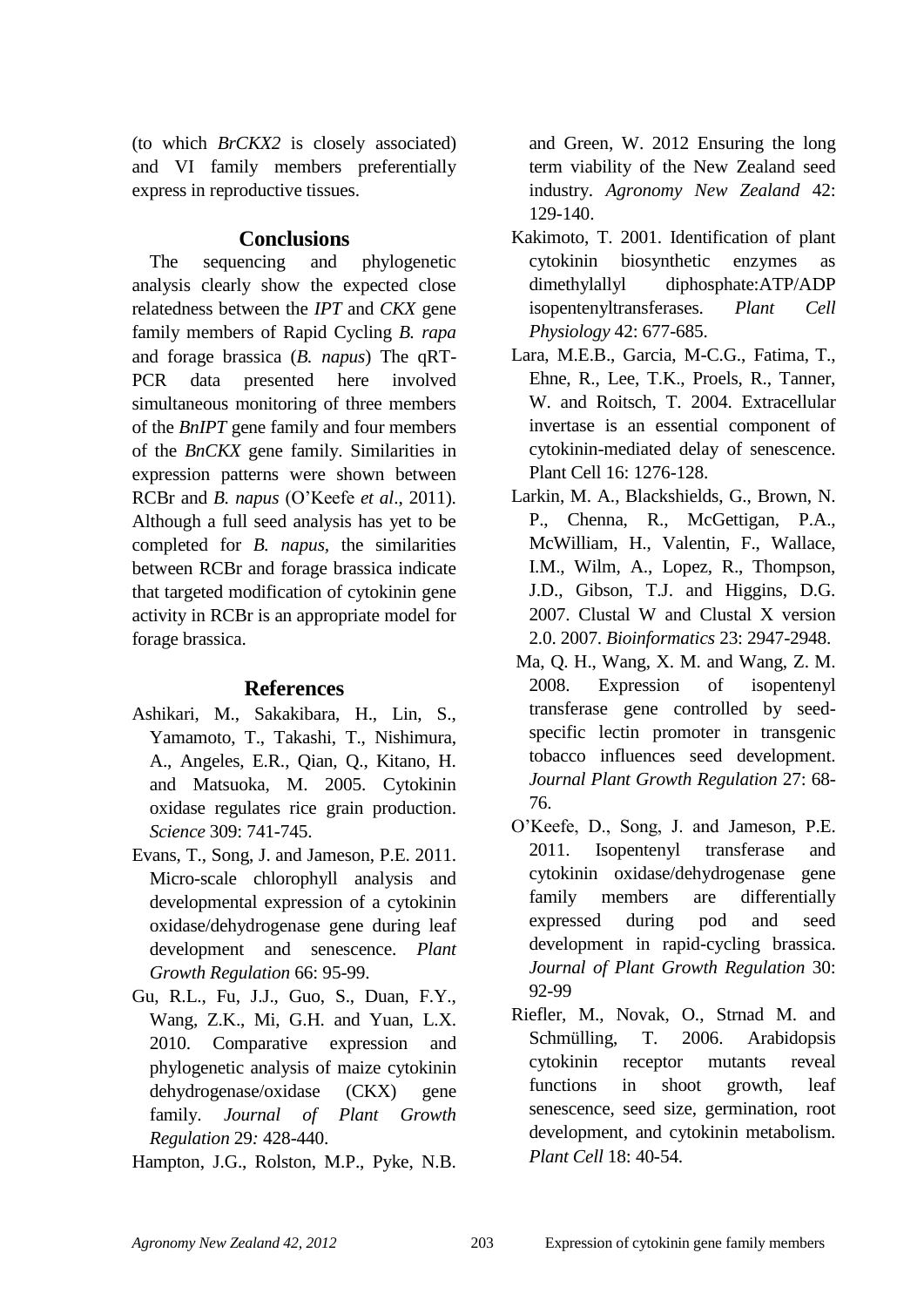(to which *BrCKX2* is closely associated) and VI family members preferentially express in reproductive tissues.

## Conclusions

The sequencing and phylogenetic analysis clearly show the expected close relatedness between the *IPT* and *CKX* gene family members of Rapid Cycling *B. rapa* and forage brassica (*B. napus*) The qRT-PCR data presented here involved simultaneous monitoring of three members of the *BnIPT* gene family and four members of the *BnCKX* gene family. Similarities in expression patterns were shown between RCBr and *B. napus* (O'Keefe *et al*., 2011). Although a full seed analysis has yet to be completed for *B. napus,* the similarities between RCBr and forage brassica indicate that targeted modification of cytokinin gene activity in RCBr is an appropriate model for forage brassica.

## References

Ashikari, M., Sakakibara, H., Lin, S., Yamamoto, T., Takashi, T., Nishimura, A., Angeles, E.R., Qian, Q., Kitano, H. and Matsuoka, M. 2005. Cytokinin oxidase regulates rice grain production. *Science* 309: 741-745.

Evans, T., Song, J. and Jameson, P.E. 2011. Micro-scale chlorophyll analysis and developmental expression of a cytokinin oxidase/dehydrogenase gene during leaf development and senescence. *Plant Growth Regulation* 66: 95-99.

Gu, R.L., Fu, J.J., Guo, S., Duan, F.Y., Wang, Z.K., Mi, G.H. and Yuan, L.X. 2010. Comparative expression and phylogenetic analysis of maize cytokinin dehydrogenase/oxidase (CKX) gene family. *Journal of Plant Growth Regulation* 29*:* 428-440.

Hampton, J.G., Rolston, M.P., Pyke, N.B. and Green, W. 2012 Ensuring the long term viability of the New Zealand seed industry. *Agronomy New Zealand* 42: 129-140.

Kakimoto, T. 2001. Identification of plant cytokinin biosynthetic enzymes as dimethylallyl diphosphate:ATP/ADP isopentenyltransferases. *Plant Cell Physiology* 42: 677-685.

Lara, M.E.B., Garcia, M-C.G., Fatima, T., Ehne, R., Lee, T.K., Proels, R., Tanner, W. and Roitsch, T. 2004. Extracellular invertase is an essential component of cytokinin-mediated delay of senescence. Plant Cell 16: 1276-128.

Larkin, M. A., Blackshields, G., Brown, N. P., Chenna, R., McGettigan, P.A., McWilliam, H., Valentin, F., Wallace, I.M., Wilm, A., Lopez, R., Thompson, J.D., Gibson, T.J. and Higgins, D.G. 2007. Clustal W and Clustal X version 2.0. 2007. *Bioinformatics* 23: 2947-2948.

Ma, Q. H., Wang, X. M. and Wang, Z. M. 2008. Expression of isopentenyl transferase gene controlled by seed-specific lectin promoter in transgenic tobacco influences seed development. *Journal Plant Growth Regulation* 27: 68-76.

O'Keefe, D., Song, J. and Jameson, P.E. 2011. Isopentenyl transferase and cytokinin oxidase/dehydrogenase gene family members are differentially expressed during pod and seed development in rapid-cycling brassica. *Journal of Plant Growth Regulation* 30: 92-99

Riefler, M., Novak, O., Strnad M. and Schmülling, T. 2006. Arabidopsis cytokinin receptor mutants reveal functions in shoot growth, leaf senescence, seed size, germination, root development, and cytokinin metabolism. *Plant Cell* 18: 40-54.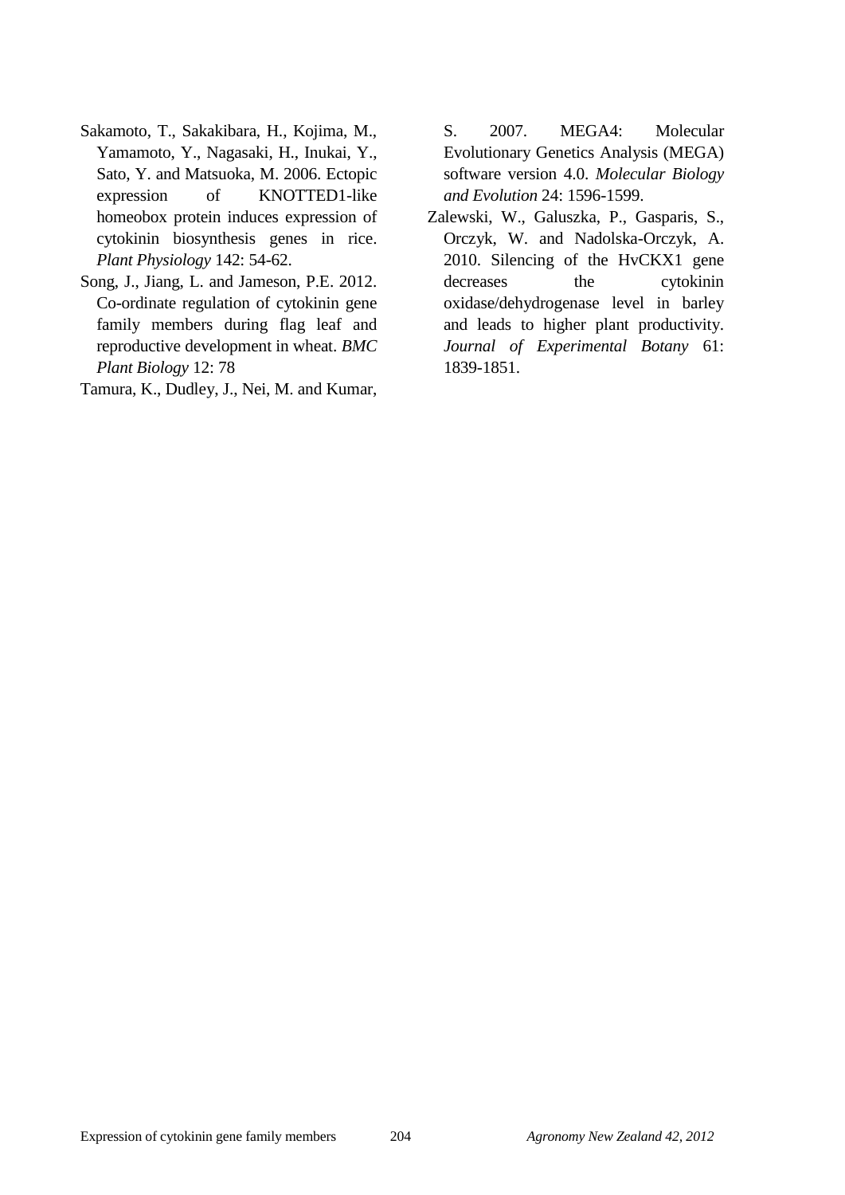Sakamoto, T., Sakakibara, H., Kojima, M., Yamamoto, Y., Nagasaki, H., Inukai, Y., Sato, Y. and Matsuoka, M. 2006. Ectopic expression of KNOTTED1-like homeobox protein induces expression of cytokinin biosynthesis genes in rice. *Plant Physiology* 142: 54-62.

Song, J., Jiang, L. and Jameson, P.E. 2012. Co-ordinate regulation of cytokinin gene family members during flag leaf and reproductive development in wheat. *BMC Plant Biology* 12: 78

Tamura, K., Dudley, J., Nei, M. and Kumar, S. 2007. MEGA4: Molecular Evolutionary Genetics Analysis (MEGA) software version 4.0. *Molecular Biology and Evolution* 24: 1596-1599.

Zalewski, W., Galuszka, P., Gasparis, S., Orczyk, W. and Nadolska-Orczyk, A. 2010. Silencing of the HvCKX1 gene decreases the cytokinin oxidase/dehydrogenase level in barley and leads to higher plant productivity. *Journal of Experimental Botany* 61: 1839-1851.